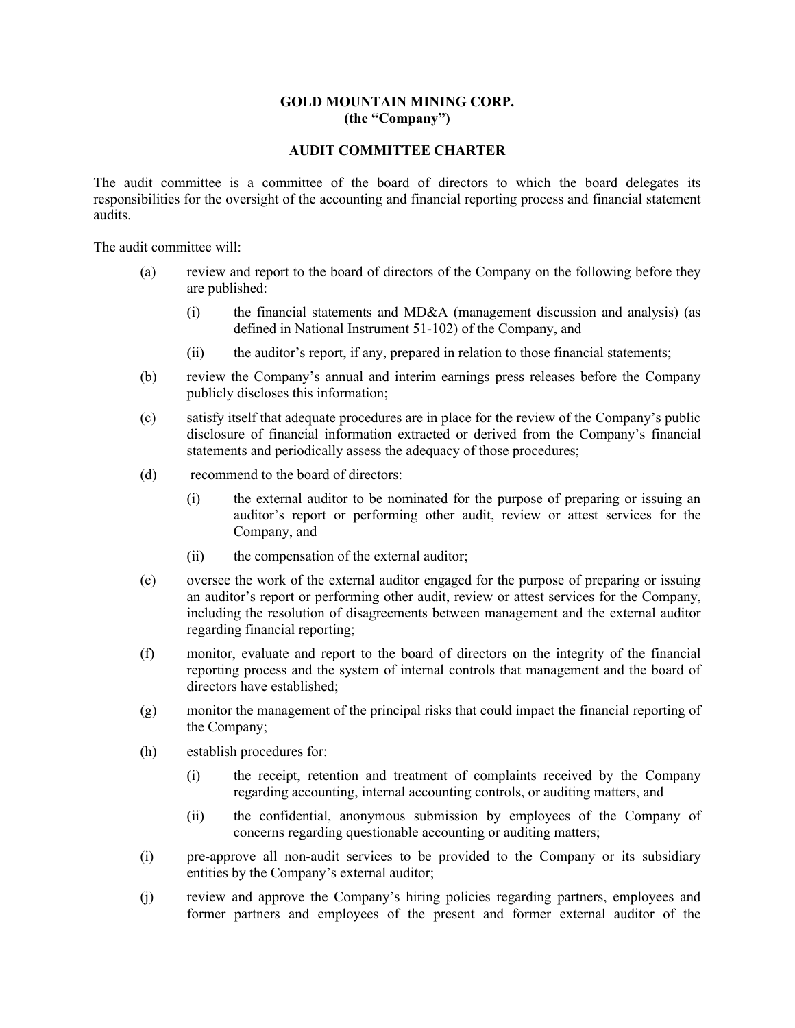**GOLD MOUNTAIN MINING CORP.**
**(the "Company")**

**AUDIT COMMITTEE CHARTER**

The audit committee is a committee of the board of directors to which the board delegates its responsibilities for the oversight of the accounting and financial reporting process and financial statement audits.

The audit committee will:

(a) review and report to the board of directors of the Company on the following before they are published:

  (i) the financial statements and MD&A (management discussion and analysis) (as defined in National Instrument 51-102) of the Company, and

  (ii) the auditor's report, if any, prepared in relation to those financial statements;

(b) review the Company's annual and interim earnings press releases before the Company publicly discloses this information;

(c) satisfy itself that adequate procedures are in place for the review of the Company's public disclosure of financial information extracted or derived from the Company's financial statements and periodically assess the adequacy of those procedures;

(d) recommend to the board of directors:

  (i) the external auditor to be nominated for the purpose of preparing or issuing an auditor's report or performing other audit, review or attest services for the Company, and

  (ii) the compensation of the external auditor;

(e) oversee the work of the external auditor engaged for the purpose of preparing or issuing an auditor's report or performing other audit, review or attest services for the Company, including the resolution of disagreements between management and the external auditor regarding financial reporting;

(f) monitor, evaluate and report to the board of directors on the integrity of the financial reporting process and the system of internal controls that management and the board of directors have established;

(g) monitor the management of the principal risks that could impact the financial reporting of the Company;

(h) establish procedures for:

  (i) the receipt, retention and treatment of complaints received by the Company regarding accounting, internal accounting controls, or auditing matters, and

  (ii) the confidential, anonymous submission by employees of the Company of concerns regarding questionable accounting or auditing matters;

(i) pre-approve all non-audit services to be provided to the Company or its subsidiary entities by the Company's external auditor;

(j) review and approve the Company's hiring policies regarding partners, employees and former partners and employees of the present and former external auditor of the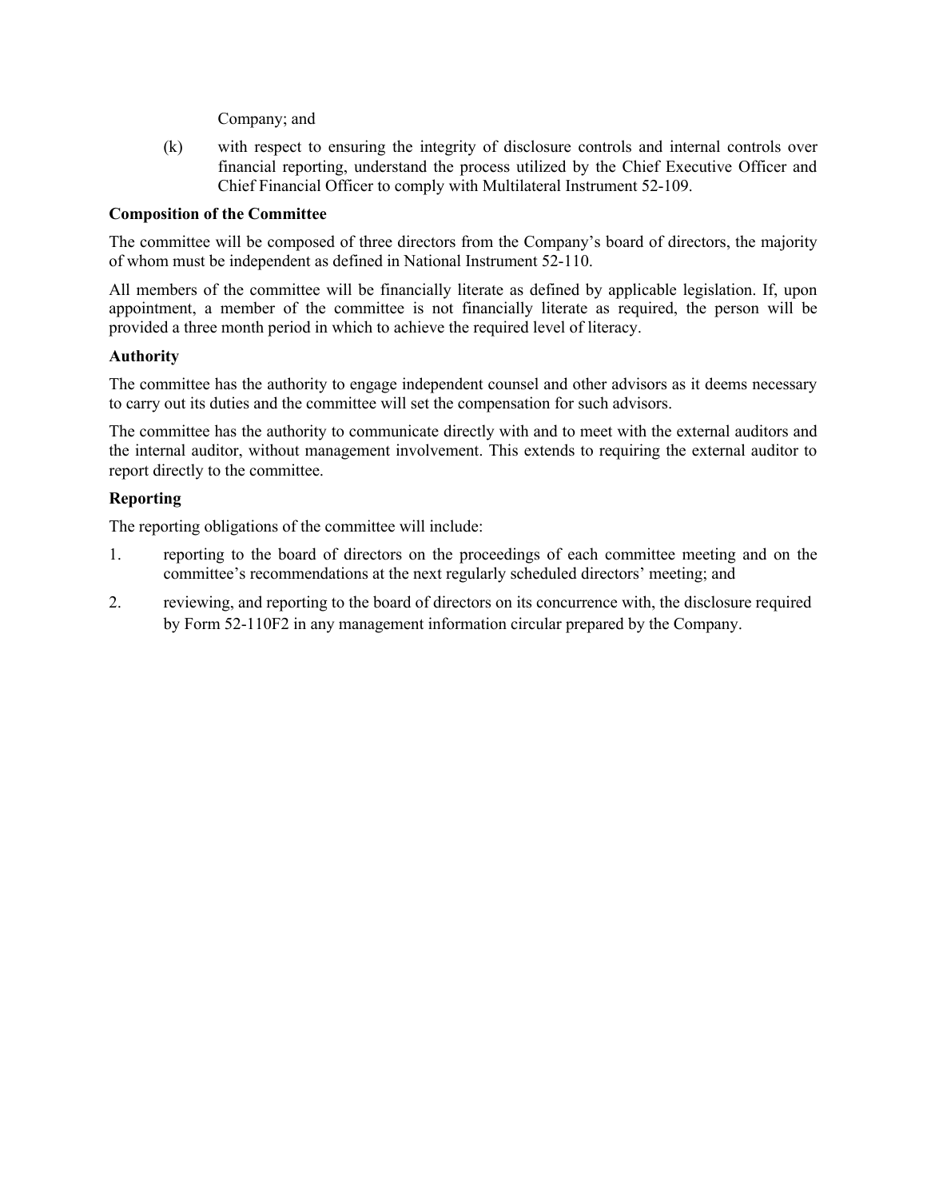Company; and

(k) with respect to ensuring the integrity of disclosure controls and internal controls over financial reporting, understand the process utilized by the Chief Executive Officer and Chief Financial Officer to comply with Multilateral Instrument 52-109.

**Composition of the Committee**

The committee will be composed of three directors from the Company's board of directors, the majority of whom must be independent as defined in National Instrument 52-110.

All members of the committee will be financially literate as defined by applicable legislation. If, upon appointment, a member of the committee is not financially literate as required, the person will be provided a three month period in which to achieve the required level of literacy.

**Authority**

The committee has the authority to engage independent counsel and other advisors as it deems necessary to carry out its duties and the committee will set the compensation for such advisors.

The committee has the authority to communicate directly with and to meet with the external auditors and the internal auditor, without management involvement. This extends to requiring the external auditor to report directly to the committee.

**Reporting**

The reporting obligations of the committee will include:

1. reporting to the board of directors on the proceedings of each committee meeting and on the committee's recommendations at the next regularly scheduled directors' meeting; and
2. reviewing, and reporting to the board of directors on its concurrence with, the disclosure required by Form 52-110F2 in any management information circular prepared by the Company.